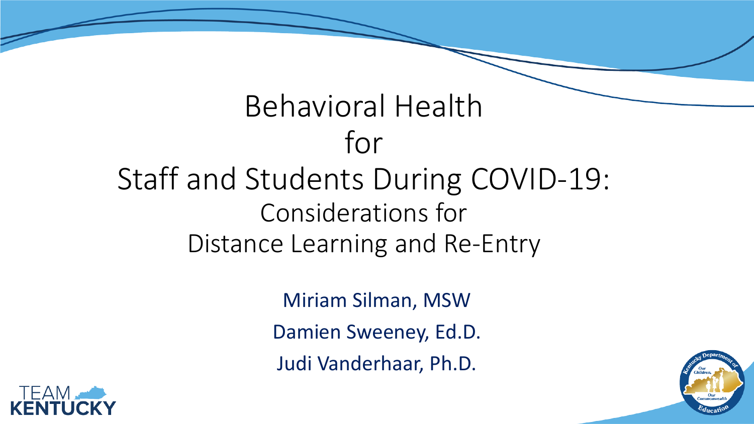# Behavioral Health for Staff and Students During COVID-19:

## Considerations for Distance Learning and Re-Entry

Miriam Silman, MSW

Damien Sweeney, Ed.D.

Judi Vanderhaar, Ph.D.

TEAM KENTUCKY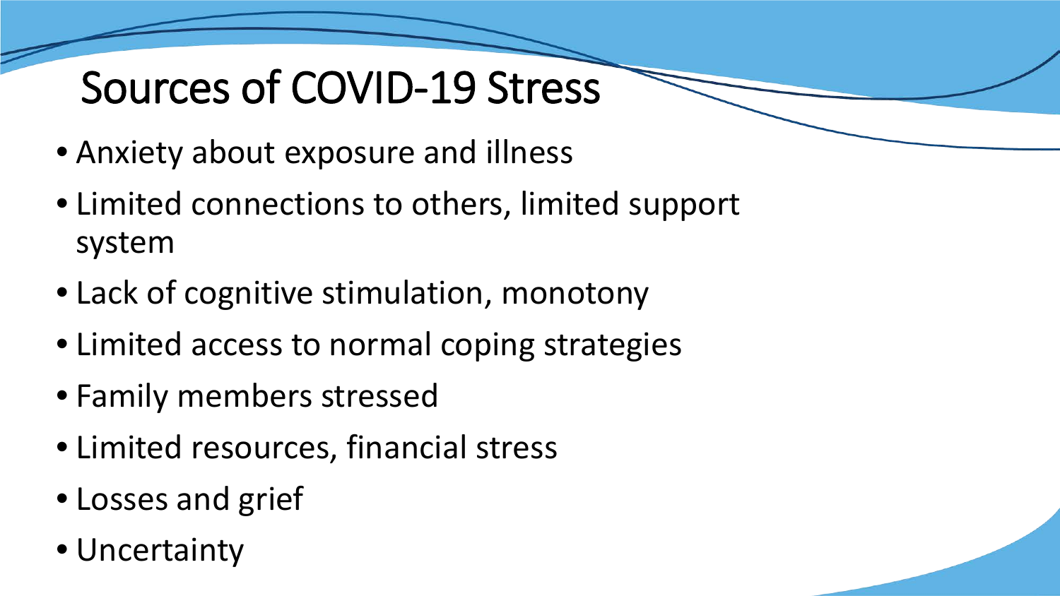# Sources of COVID-19 Stress

- Anxiety about exposure and illness
- Limited connections to others, limited support system
- Lack of cognitive stimulation, monotony
- Limited access to normal coping strategies
- Family members stressed
- Limited resources, financial stress
- Losses and grief
- Uncertainty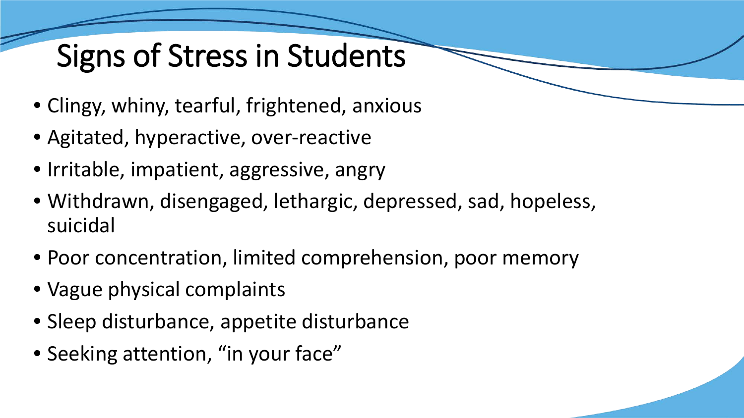# Signs of Stress in Students

- Clingy, whiny, tearful, frightened, anxious
- Agitated, hyperactive, over-reactive
- Irritable, impatient, aggressive, angry
- Withdrawn, disengaged, lethargic, depressed, sad, hopeless, suicidal
- Poor concentration, limited comprehension, poor memory
- Vague physical complaints
- Sleep disturbance, appetite disturbance
- Seeking attention, “in your face”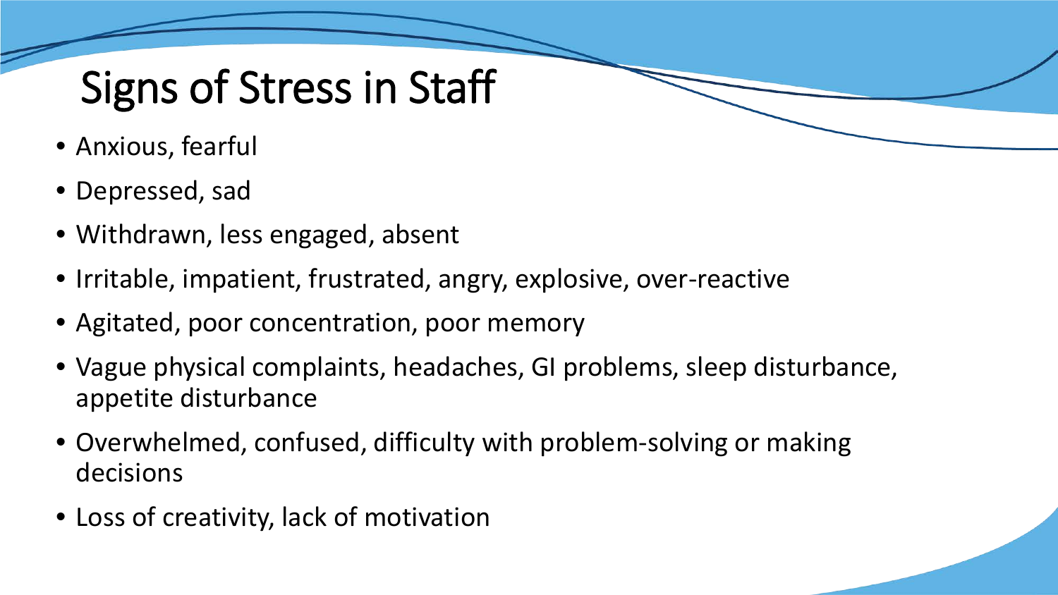# Signs of Stress in Staff

- Anxious, fearful
- Depressed, sad
- Withdrawn, less engaged, absent
- Irritable, impatient, frustrated, angry, explosive, over-reactive
- Agitated, poor concentration, poor memory
- Vague physical complaints, headaches, GI problems, sleep disturbance, appetite disturbance
- Overwhelmed, confused, difficulty with problem-solving or making decisions
- Loss of creativity, lack of motivation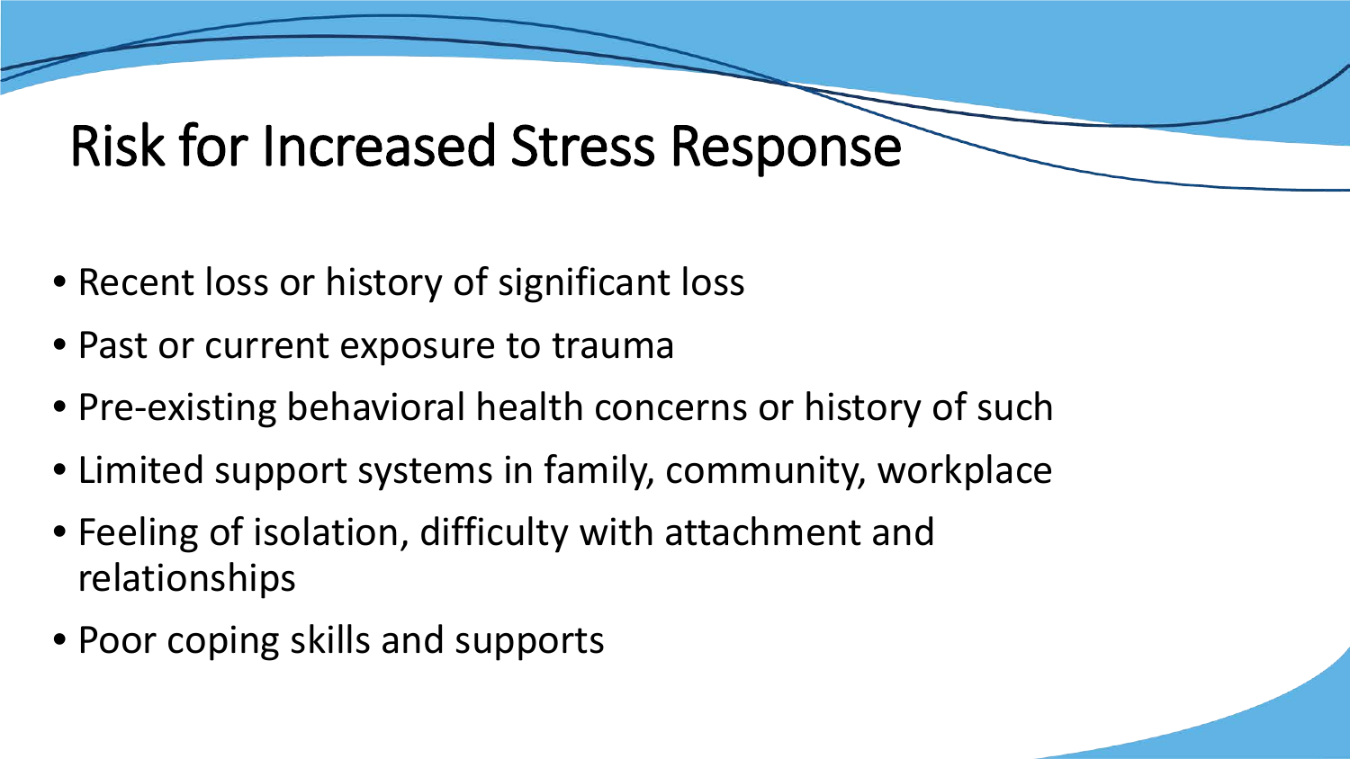# Risk for Increased Stress Response

- Recent loss or history of significant loss
- Past or current exposure to trauma
- Pre-existing behavioral health concerns or history of such
- Limited support systems in family, community, workplace
- Feeling of isolation, difficulty with attachment and relationships
- Poor coping skills and supports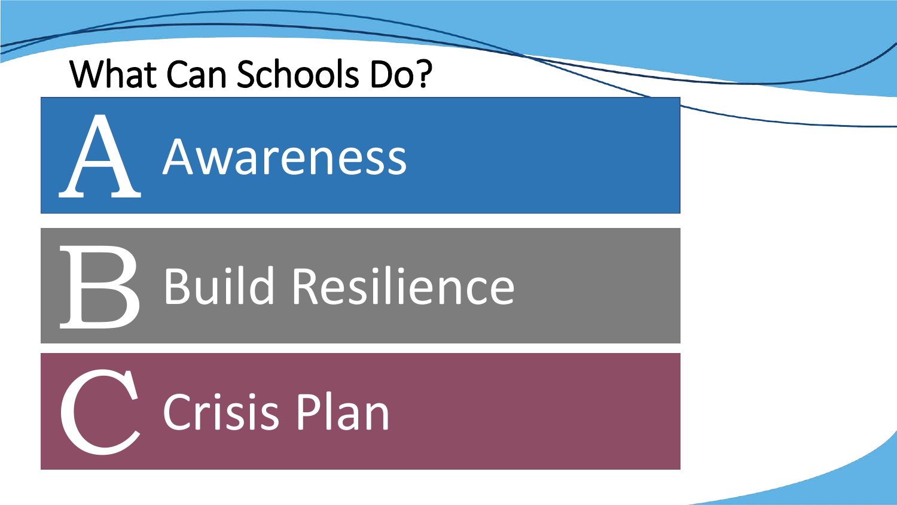# What Can Schools Do?

- **A** Awareness
- **B** Build Resilience
- **C** Crisis Plan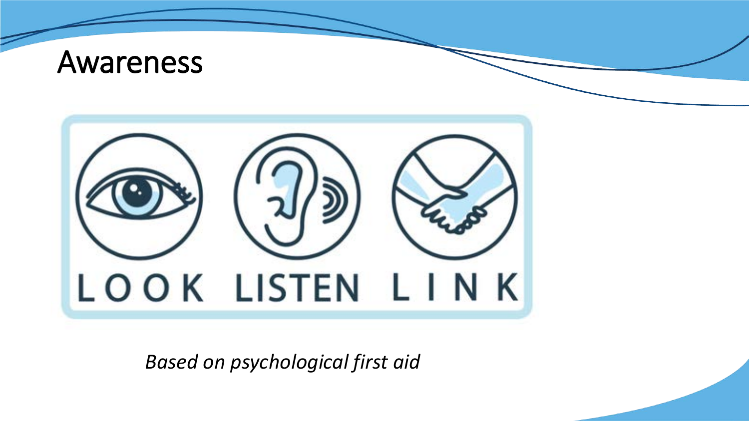# Awareness

LOOK LISTEN LINK

*Based on psychological first aid*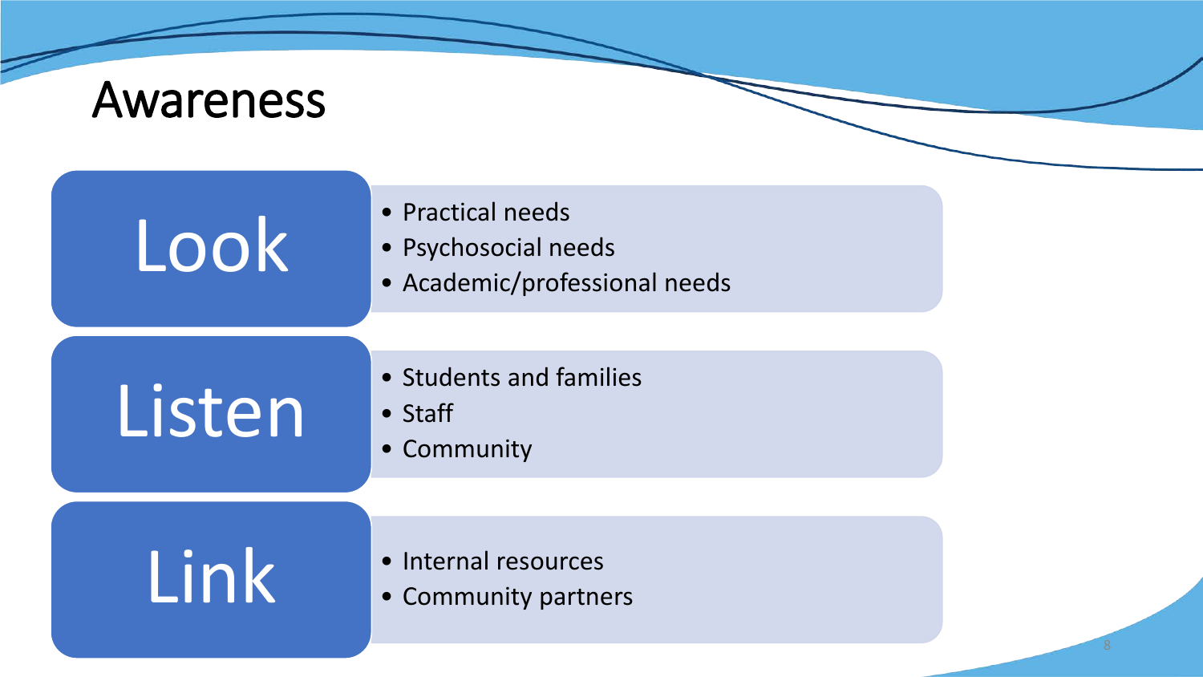# Awareness

## Look

- Practical needs
- Psychosocial needs
- Academic/professional needs

## Listen

- Students and families
- Staff
- Community

## Link

- Internal resources
- Community partners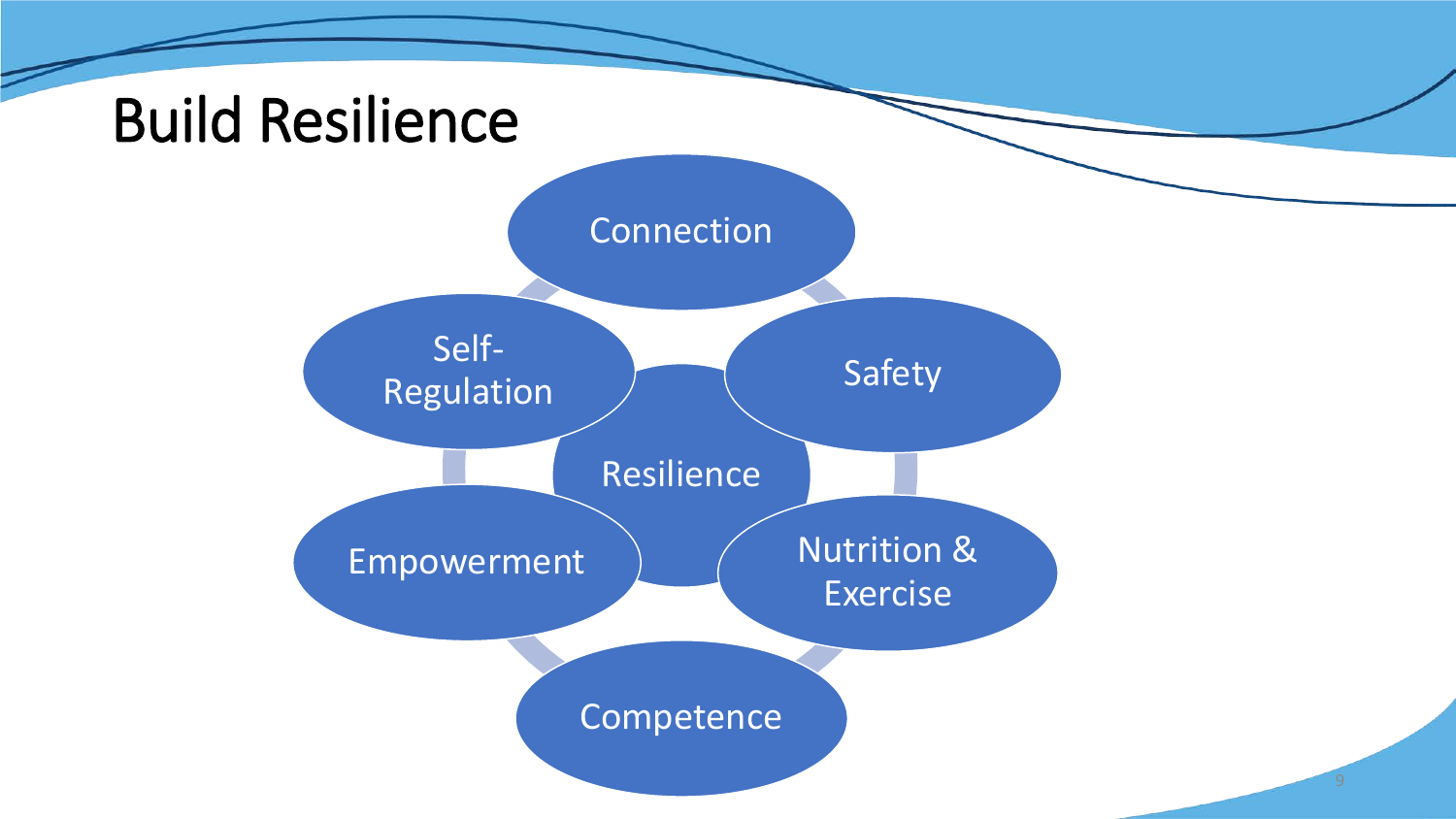# Build Resilience

- Resilience
  - Connection
  - Safety
  - Nutrition & Exercise
  - Competence
  - Empowerment
  - Self-Regulation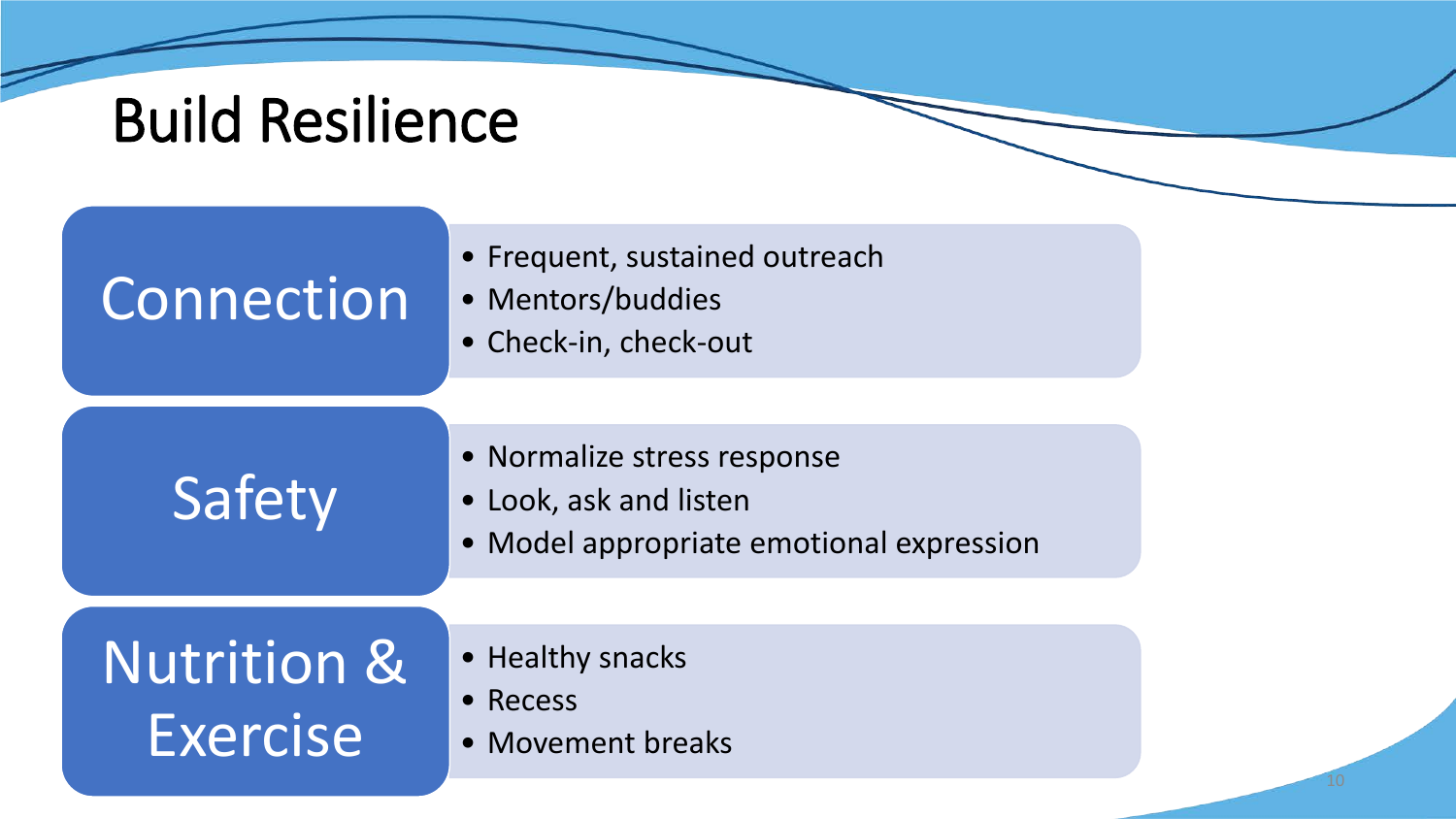# Build Resilience

## Connection

- Frequent, sustained outreach
- Mentors/buddies
- Check-in, check-out

## Safety

- Normalize stress response
- Look, ask and listen
- Model appropriate emotional expression

## Nutrition & Exercise

- Healthy snacks
- Recess
- Movement breaks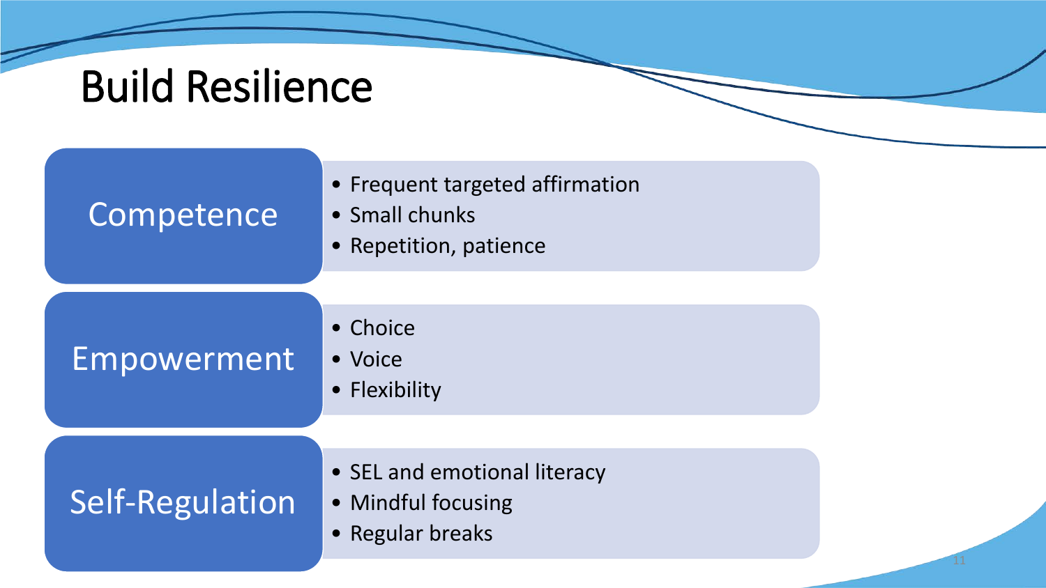# Build Resilience

## Competence

- Frequent targeted affirmation
- Small chunks
- Repetition, patience

## Empowerment

- Choice
- Voice
- Flexibility

## Self-Regulation

- SEL and emotional literacy
- Mindful focusing
- Regular breaks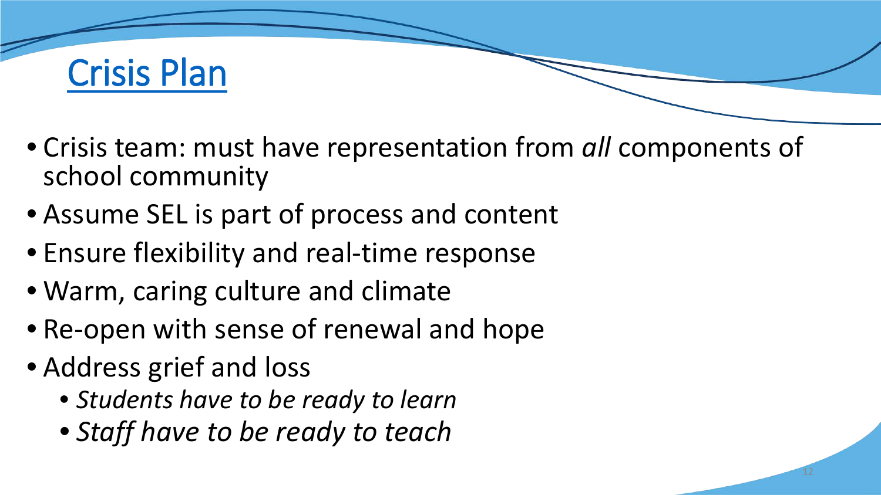# Crisis Plan

- Crisis team: must have representation from *all* components of school community
- Assume SEL is part of process and content
- Ensure flexibility and real-time response
- Warm, caring culture and climate
- Re-open with sense of renewal and hope
- Address grief and loss
  - *Students have to be ready to learn*
  - *Staff have to be ready to teach*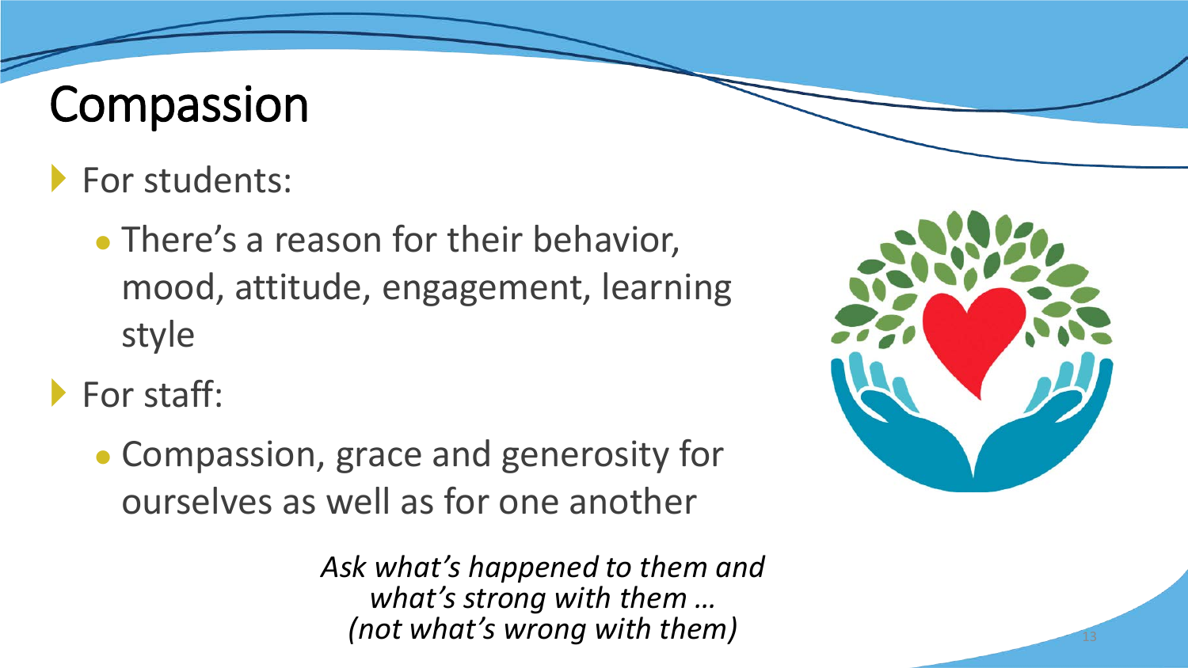# Compassion

- For students:
  - There's a reason for their behavior, mood, attitude, engagement, learning style
- For staff:
  - Compassion, grace and generosity for ourselves as well as for one another

*Ask what's happened to them and what's strong with them … (not what's wrong with them)*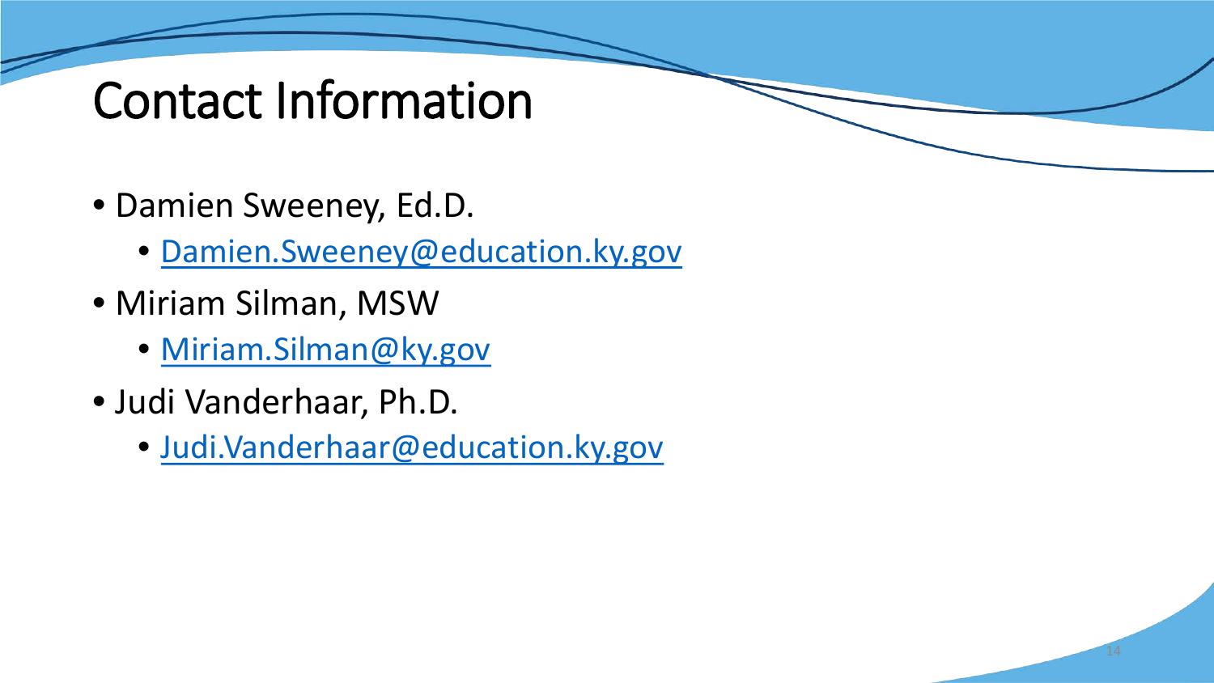# Contact Information

- Damien Sweeney, Ed.D.
  - Damien.Sweeney@education.ky.gov
- Miriam Silman, MSW
  - Miriam.Silman@ky.gov
- Judi Vanderhaar, Ph.D.
  - Judi.Vanderhaar@education.ky.gov